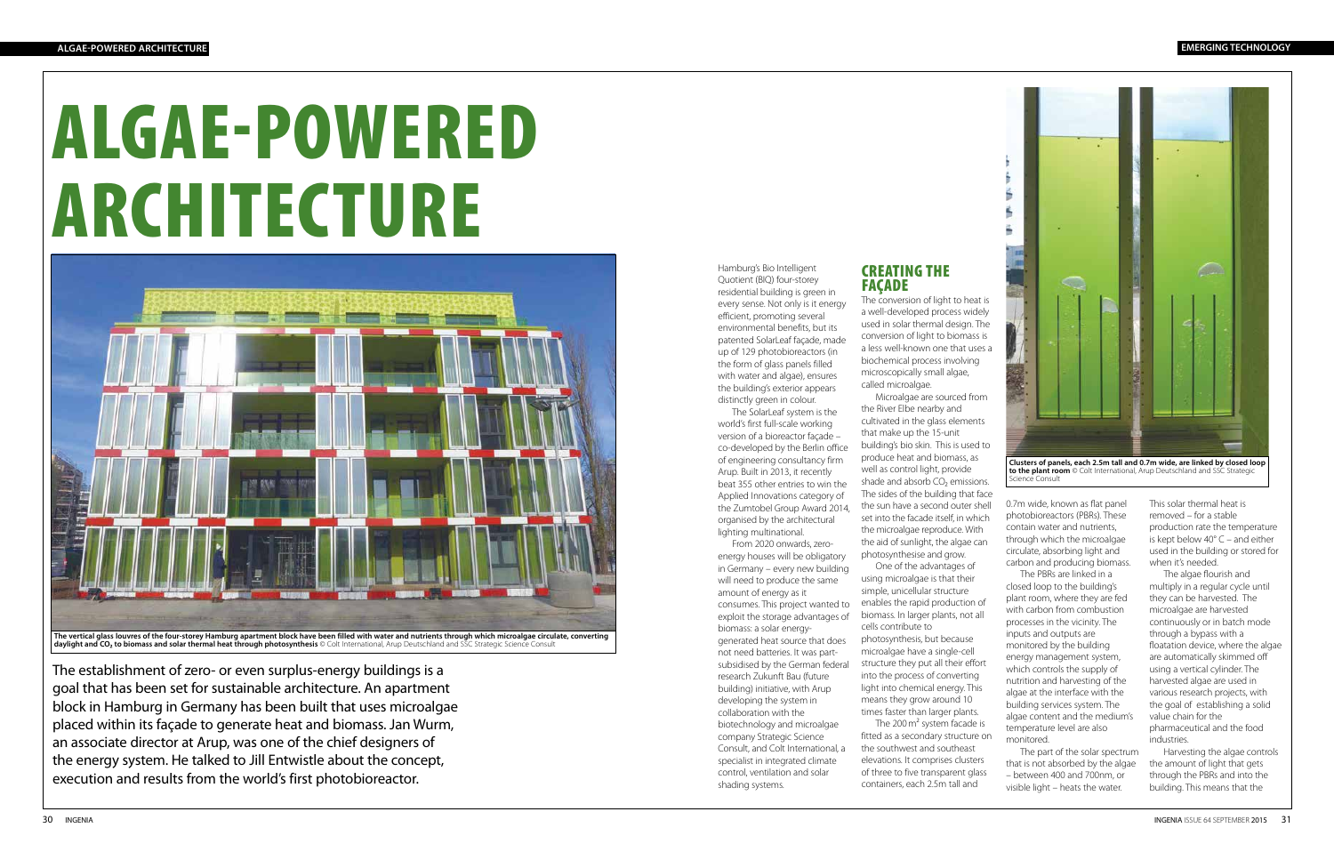# ALGAE-POWERED ARCHITECTURE

**The vertical glass louvres of the four-storey Hamburg apartment block have been filled with water and nutrients through which microalgae circulate, converting daylight and $CO_2$ to biomass and solar thermal heat through photosynthesis** © Colt International, Arup Deutschland and SSC Strategic Science Consult

The establishment of zero- or even surplus-energy buildings is a goal that has been set for sustainable architecture. An apartment block in Hamburg in Germany has been built that uses microalgae placed within its façade to generate heat and biomass. Jan Wurm, an associate director at Arup, was one of the chief designers of the energy system. He talked to Jill Entwistle about the concept, execution and results from the world's first photobioreactor.

Hamburg's Bio Intelligent Quotient (BIQ) four-storey residential building is green in every sense. Not only is it energy efficient, promoting several environmental benefits, but its patented SolarLeaf façade, made up of 129 photobioreactors (in the form of glass panels filled with water and algae), ensures the building's exterior appears distinctly green in colour.

The SolarLeaf system is the world's first full-scale working version of a bioreactor façade – co-developed by the Berlin office of engineering consultancy firm Arup. Built in 2013, it recently beat 355 other entries to win the Applied Innovations category of the Zumtobel Group Award 2014, organised by the architectural lighting multinational.

From 2020 onwards, zero-energy houses will be obligatory in Germany – every new building will need to produce the same amount of energy as it consumes. This project wanted to exploit the storage advantages of biomass: a solar energy-generated heat source that does not need batteries. It was part-subsidised by the German federal research Zukunft Bau (future building) initiative, with Arup developing the system in collaboration with the biotechnology and microalgae company Strategic Science Consult, and Colt International, a specialist in integrated climate control, ventilation and solar shading systems.

## CREATING THE FAÇADE

The conversion of light to heat is a well-developed process widely used in solar thermal design. The conversion of light to biomass is a less well-known one that uses a biochemical process involving microscopically small algae, called microalgae.

Microalgae are sourced from the River Elbe nearby and cultivated in the glass elements that make up the 15-unit building's bio skin. This is used to produce heat and biomass, as well as control light, provide shade and absorb $CO_2$ emissions. The sides of the building that face the sun have a second outer shell set into the facade itself, in which the microalgae reproduce. With the aid of sunlight, the algae can photosynthesise and grow.

One of the advantages of using microalgae is that their simple, unicellular structure enables the rapid production of biomass. In larger plants, not all cells contribute to photosynthesis, but because microalgae have a single-cell structure they put all their effort into the process of converting light into chemical energy. This means they grow around 10 times faster than larger plants.

The 200 m$^2$ system facade is fitted as a secondary structure on the southwest and southeast elevations. It comprises clusters of three to five transparent glass containers, each 2.5m tall and 0.7m wide, known as flat panel photobioreactors (PBRs). These contain water and nutrients, through which the microalgae circulate, absorbing light and carbon and producing biomass.

**Clusters of panels, each 2.5m tall and 0.7m wide, are linked by closed loop to the plant room** © Colt International, Arup Deutschland and SSC Strategic Science Consult

The PBRs are linked in a closed loop to the building's plant room, where they are fed with carbon from combustion processes in the vicinity. The inputs and outputs are monitored by the building energy management system, which controls the supply of nutrition and harvesting of the algae at the interface with the building services system. The algae content and the medium's temperature level are also monitored.

The part of the solar spectrum that is not absorbed by the algae – between 400 and 700nm, or visible light – heats the water. This solar thermal heat is removed – for a stable production rate the temperature is kept below 40° C – and either used in the building or stored for when it's needed.

The algae flourish and multiply in a regular cycle until they can be harvested. The microalgae are harvested continuously or in batch mode through a bypass with a floatation device, where the algae are automatically skimmed off using a vertical cylinder. The harvested algae are used in various research projects, with the goal of establishing a solid value chain for the pharmaceutical and the food industries.

Harvesting the algae controls the amount of light that gets through the PBRs and into the building. This means that the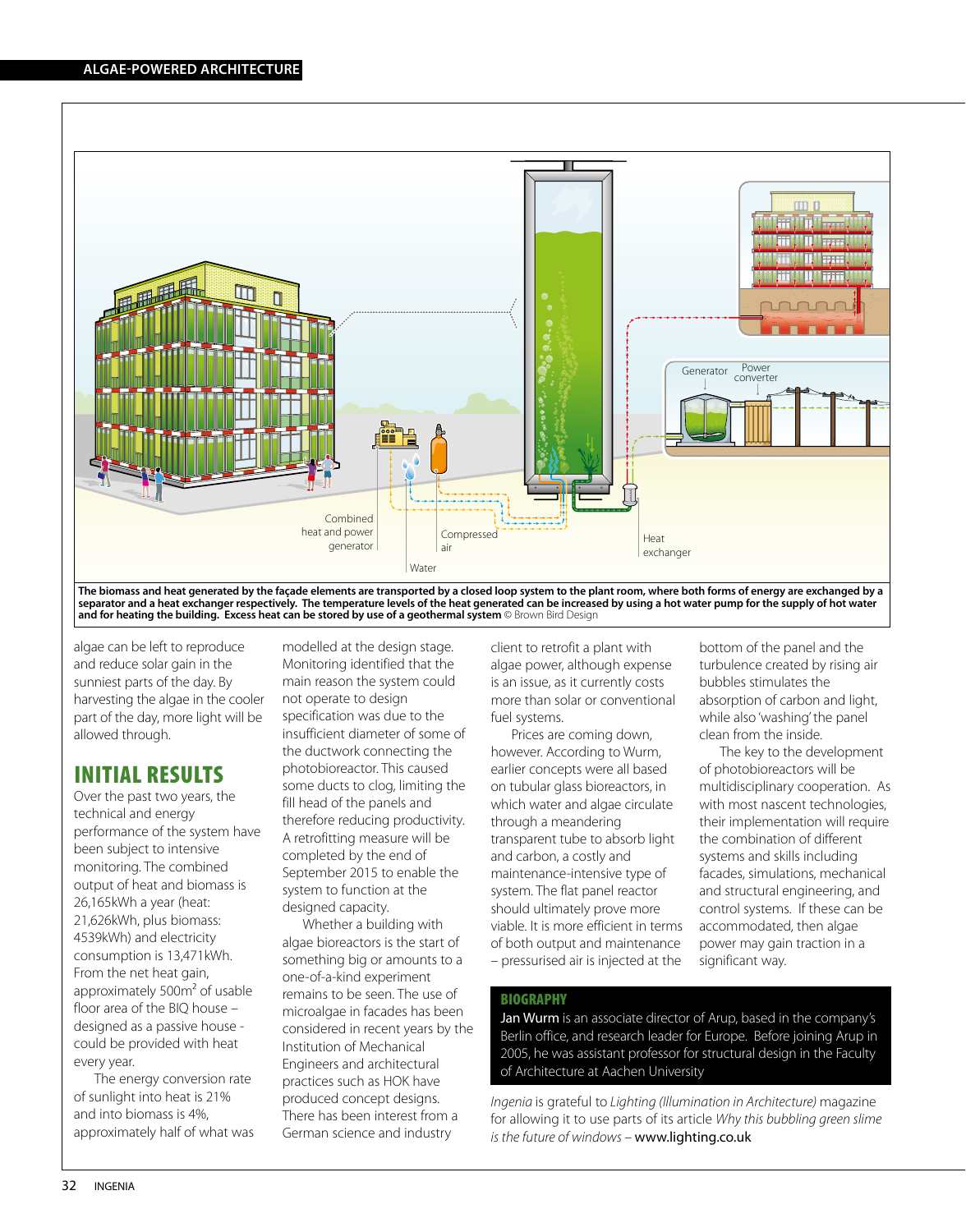Combined heat and power generator

Compressed air

Water

Heat exchanger

Generator

Power converter

**The biomass and heat generated by the façade elements are transported by a closed loop system to the plant room, where both forms of energy are exchanged by a separator and a heat exchanger respectively. The temperature levels of the heat generated can be increased by using a hot water pump for the supply of hot water and for heating the building. Excess heat can be stored by use of a geothermal system** © Brown Bird Design

algae can be left to reproduce and reduce solar gain in the sunniest parts of the day. By harvesting the algae in the cooler part of the day, more light will be allowed through.

## INITIAL RESULTS

Over the past two years, the technical and energy performance of the system have been subject to intensive monitoring. The combined output of heat and biomass is 26,165kWh a year (heat: 21,626kWh, plus biomass: 4539kWh) and electricity consumption is 13,471kWh. From the net heat gain, approximately 500m$^2$ of usable floor area of the BIQ house – designed as a passive house - could be provided with heat every year.

The energy conversion rate of sunlight into heat is 21% and into biomass is 4%, approximately half of what was modelled at the design stage. Monitoring identified that the main reason the system could not operate to design specification was due to the insufficient diameter of some of the ductwork connecting the photobioreactor. This caused some ducts to clog, limiting the fill head of the panels and therefore reducing productivity. A retrofitting measure will be completed by the end of September 2015 to enable the system to function at the designed capacity.

Whether a building with algae bioreactors is the start of something big or amounts to a one-of-a-kind experiment remains to be seen. The use of microalgae in facades has been considered in recent years by the Institution of Mechanical Engineers and architectural practices such as HOK have produced concept designs. There has been interest from a German science and industry client to retrofit a plant with algae power, although expense is an issue, as it currently costs more than solar or conventional fuel systems.

Prices are coming down, however. According to Wurm, earlier concepts were all based on tubular glass bioreactors, in which water and algae circulate through a meandering transparent tube to absorb light and carbon, a costly and maintenance-intensive type of system. The flat panel reactor should ultimately prove more viable. It is more efficient in terms of both output and maintenance – pressurised air is injected at the bottom of the panel and the turbulence created by rising air bubbles stimulates the absorption of carbon and light, while also 'washing' the panel clean from the inside.

The key to the development of photobioreactors will be multidisciplinary cooperation. As with most nascent technologies, their implementation will require the combination of different systems and skills including facades, simulations, mechanical and structural engineering, and control systems. If these can be accommodated, then algae power may gain traction in a significant way.

## BIOGRAPHY

Jan Wurm is an associate director of Arup, based in the company's Berlin office, and research leader for Europe. Before joining Arup in 2005, he was assistant professor for structural design in the Faculty of Architecture at Aachen University

*Ingenia* is grateful to *Lighting (Illumination in Architecture)* magazine for allowing it to use parts of its article *Why this bubbling green slime is the future of windows* – www.lighting.co.uk